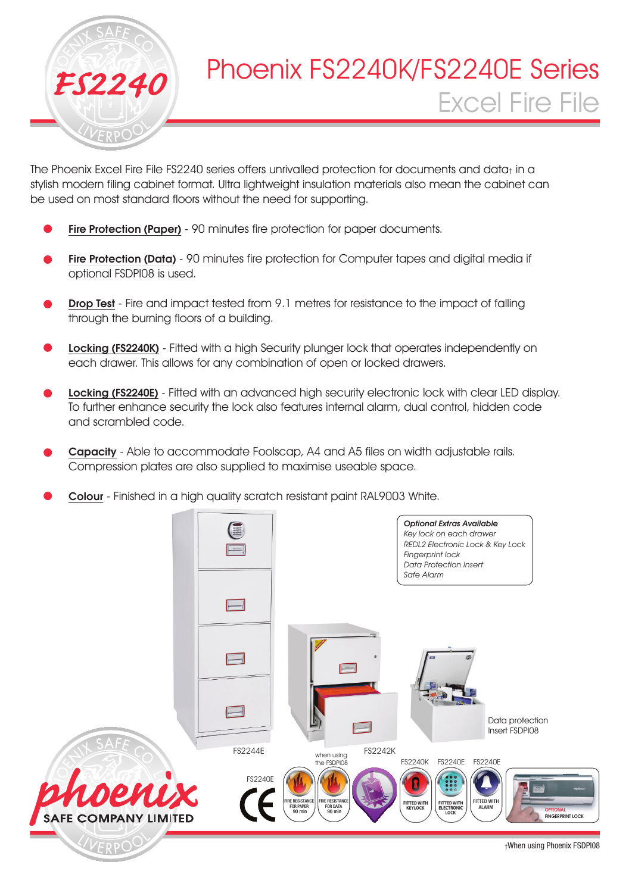# Phoenix FS2240K/FS2240E Series

## Excel Fire File

The Phoenix Excel Fire File FS2240 series offers unrivalled protection for documents and data† in a stylish modern filing cabinet format. Ultra lightweight insulation materials also mean the cabinet can be used on most standard floors without the need for supporting.

- **Fire Protection (Paper)** - 90 minutes fire protection for paper documents.
- **Fire Protection (Data)** - 90 minutes fire protection for Computer tapes and digital media if optional FSDPI08 is used.
- **Drop Test** - Fire and impact tested from 9.1 metres for resistance to the impact of falling through the burning floors of a building.
- **Locking (FS2240K)** - Fitted with a high Security plunger lock that operates independently on each drawer. This allows for any combination of open or locked drawers.
- **Locking (FS2240E)** - Fitted with an advanced high security electronic lock with clear LED display. To further enhance security the lock also features internal alarm, dual control, hidden code and scrambled code.
- **Capacity** - Able to accommodate Foolscap, A4 and A5 files on width adjustable rails. Compression plates are also supplied to maximise useable space.
- **Colour** - Finished in a high quality scratch resistant paint RAL9003 White.

*Optional Extras Available*
*Key lock on each drawer*
*REDL2 Electronic Lock & Key Lock*
*Fingerprint lock*
*Data Protection Insert*
*Safe Alarm*

FS2244E

FS2242K

Data protection Insert FSDPI08

FS2240E

FIRE RESISTANCE FOR PAPER 90 min

when using the FSDPI08 FIRE RESISTANCE FOR DATA 90 min

FS2240K FITTED WITH KEYLOCK

FS2240E FITTED WITH ELECTRONIC LOCK

FS2240E FITTED WITH ALARM

OPTIONAL FINGERPRINT LOCK

phoenix SAFE COMPANY LIMITED

†When using Phoenix FSDPI08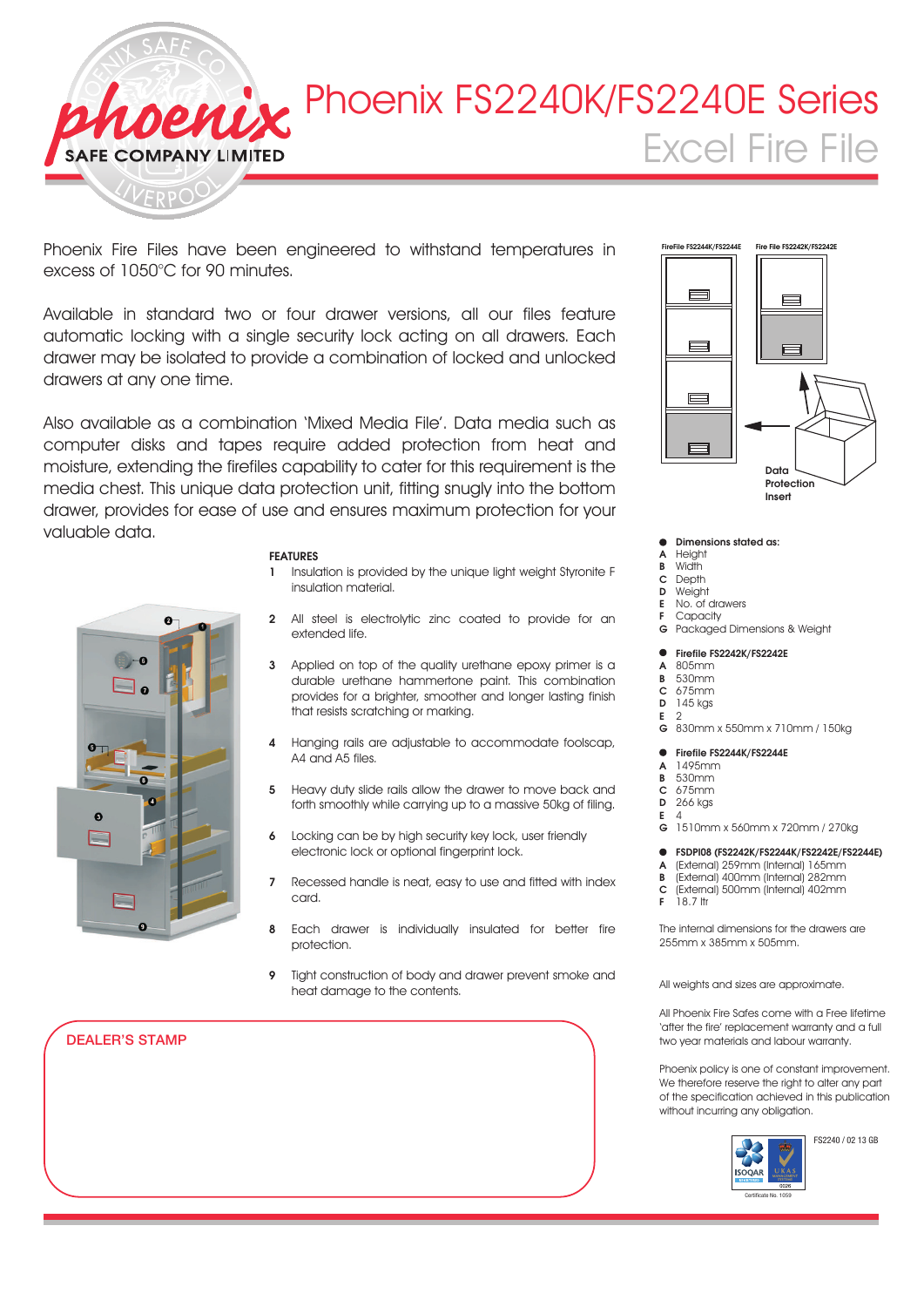# Phoenix FS2240K/FS2240E Series

## Excel Fire File

Phoenix Fire Files have been engineered to withstand temperatures in excess of 1050°C for 90 minutes.

Available in standard two or four drawer versions, all our files feature automatic locking with a single security lock acting on all drawers. Each drawer may be isolated to provide a combination of locked and unlocked drawers at any one time.

Also available as a combination 'Mixed Media File'. Data media such as computer disks and tapes require added protection from heat and moisture, extending the firefiles capability to cater for this requirement is the media chest. This unique data protection unit, fitting snugly into the bottom drawer, provides for ease of use and ensures maximum protection for your valuable data.

FireFile FS2244K/FS2244E

Fire File FS2242K/FS2242E

Data Protection Insert

### FEATURES

1. Insulation is provided by the unique light weight Styronite F insulation material.
2. All steel is electrolytic zinc coated to provide for an extended life.
3. Applied on top of the quality urethane epoxy primer is a durable urethane hammertone paint. This combination provides for a brighter, smoother and longer lasting finish that resists scratching or marking.
4. Hanging rails are adjustable to accommodate foolscap, A4 and A5 files.
5. Heavy duty slide rails allow the drawer to move back and forth smoothly while carrying up to a massive 50kg of filing.
6. Locking can be by high security key lock, user friendly electronic lock or optional fingerprint lock.
7. Recessed handle is neat, easy to use and fitted with index card.
8. Each drawer is individually insulated for better fire protection.
9. Tight construction of body and drawer prevent smoke and heat damage to the contents.

**Dimensions stated as:**
- **A** Height
- **B** Width
- **C** Depth
- **D** Weight
- **E** No. of drawers
- **F** Capacity
- **G** Packaged Dimensions & Weight

**Firefile FS2242K/FS2242E**
- **A** 805mm
- **B** 530mm
- **C** 675mm
- **D** 145 kgs
- **E** 2
- **G** 830mm x 550mm x 710mm / 150kg

**Firefile FS2244K/FS2244E**
- **A** 1495mm
- **B** 530mm
- **C** 675mm
- **D** 266 kgs
- **E** 4
- **G** 1510mm x 560mm x 720mm / 270kg

**FSDPI08 (FS2242K/FS2244K/FS2242E/FS2244E)**
- **A** (External) 259mm (Internal) 165mm
- **B** (External) 400mm (Internal) 282mm
- **C** (External) 500mm (Internal) 402mm
- **F** 18.7 ltr

The internal dimensions for the drawers are 255mm x 385mm x 505mm.

All weights and sizes are approximate.

All Phoenix Fire Safes come with a Free lifetime 'after the fire' replacement warranty and a full two year materials and labour warranty.

Phoenix policy is one of constant improvement. We therefore reserve the right to alter any part of the specification achieved in this publication without incurring any obligation.

DEALER'S STAMP

FS2240 / 02 13 GB

Certificate No. 1059